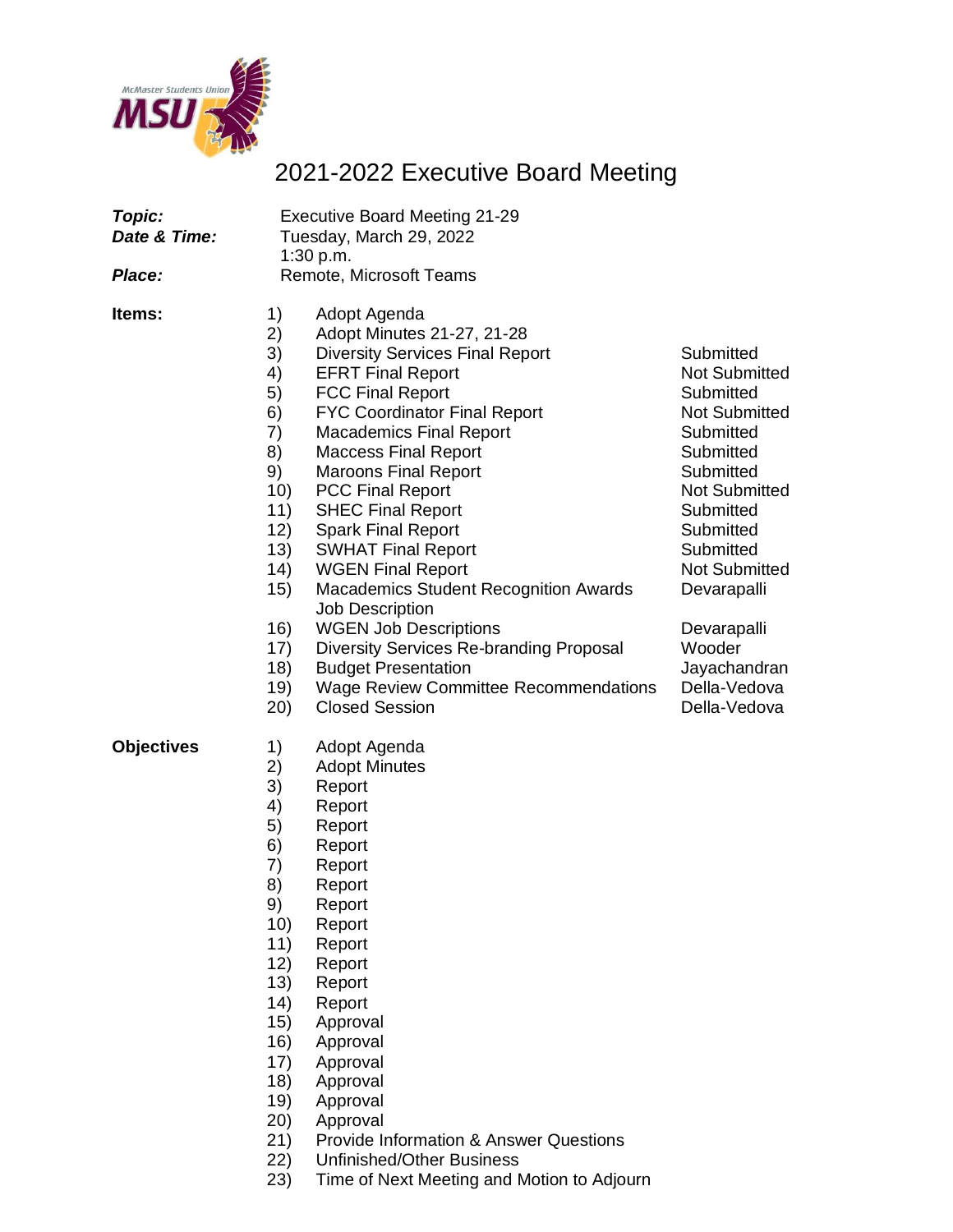# 2021-2022 Executive Board Meeting

| | |
|---|---|
| ***Topic:*** | Executive Board Meeting 21-29 |
| ***Date & Time:*** | Tuesday, March 29, 2022<br>1:30 p.m. |
| ***Place:*** | Remote, Microsoft Teams |

**Items:**

| | | |
|---|---|---|
| 1) | Adopt Agenda | |
| 2) | Adopt Minutes 21-27, 21-28 | |
| 3) | Diversity Services Final Report | Submitted |
| 4) | EFRT Final Report | Not Submitted |
| 5) | FCC Final Report | Submitted |
| 6) | FYC Coordinator Final Report | Not Submitted |
| 7) | Macademics Final Report | Submitted |
| 8) | Maccess Final Report | Submitted |
| 9) | Maroons Final Report | Submitted |
| 10) | PCC Final Report | Not Submitted |
| 11) | SHEC Final Report | Submitted |
| 12) | Spark Final Report | Submitted |
| 13) | SWHAT Final Report | Submitted |
| 14) | WGEN Final Report | Not Submitted |
| 15) | Macademics Student Recognition Awards Job Description | Devarapalli |
| 16) | WGEN Job Descriptions | Devarapalli |
| 17) | Diversity Services Re-branding Proposal | Wooder |
| 18) | Budget Presentation | Jayachandran |
| 19) | Wage Review Committee Recommendations | Della-Vedova |
| 20) | Closed Session | Della-Vedova |

**Objectives**

1) Adopt Agenda
2) Adopt Minutes
3) Report
4) Report
5) Report
6) Report
7) Report
8) Report
9) Report
10) Report
11) Report
12) Report
13) Report
14) Report
15) Approval
16) Approval
17) Approval
18) Approval
19) Approval
20) Approval
21) Provide Information & Answer Questions
22) Unfinished/Other Business
23) Time of Next Meeting and Motion to Adjourn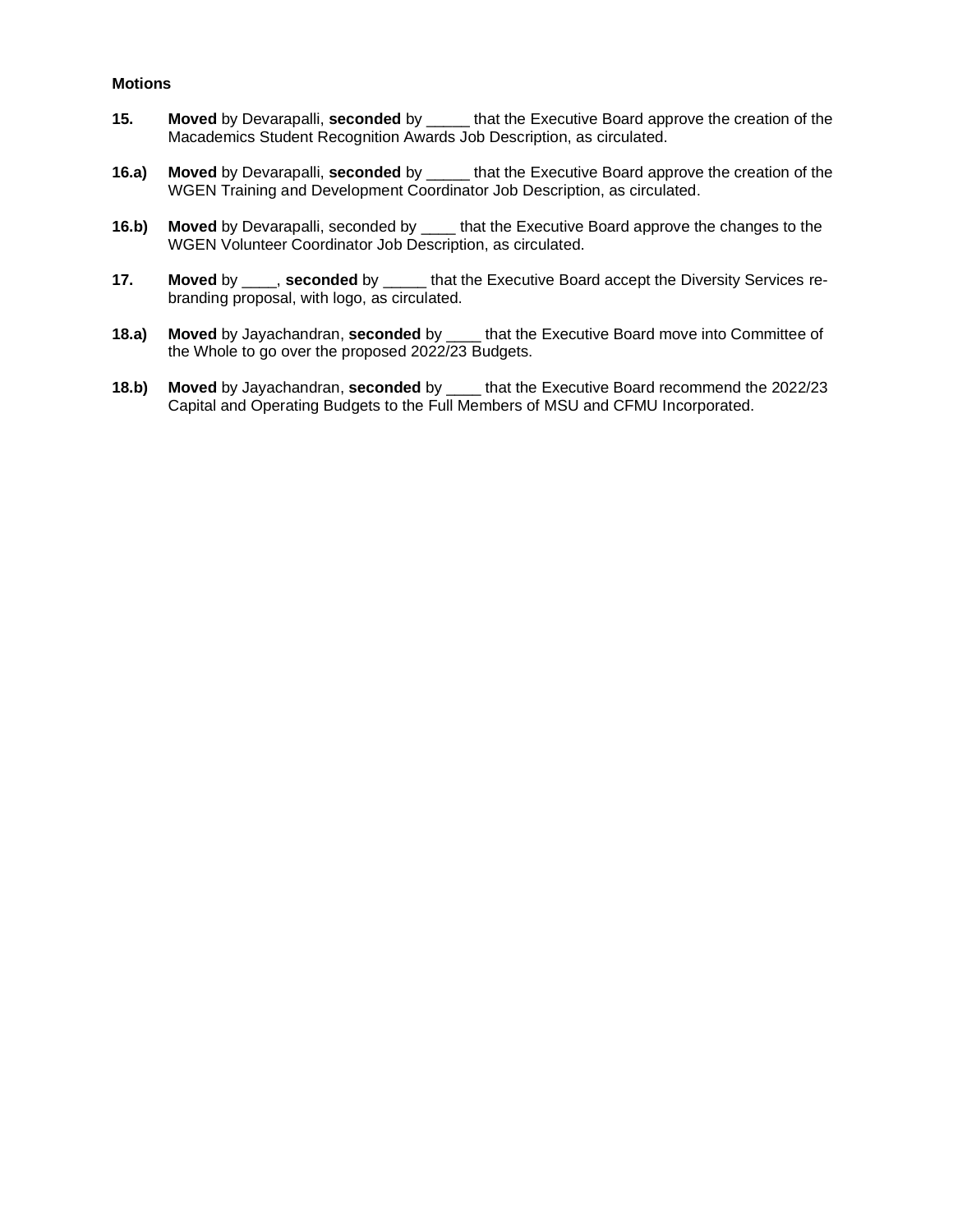**Motions**

**15.** **Moved** by Devarapalli, **seconded** by _____ that the Executive Board approve the creation of the Macademics Student Recognition Awards Job Description, as circulated.

**16.a)** **Moved** by Devarapalli, **seconded** by _____ that the Executive Board approve the creation of the WGEN Training and Development Coordinator Job Description, as circulated.

**16.b)** **Moved** by Devarapalli, seconded by ____ that the Executive Board approve the changes to the WGEN Volunteer Coordinator Job Description, as circulated.

**17.** **Moved** by ____, **seconded** by _____ that the Executive Board accept the Diversity Services re-branding proposal, with logo, as circulated.

**18.a)** **Moved** by Jayachandran, **seconded** by ____ that the Executive Board move into Committee of the Whole to go over the proposed 2022/23 Budgets.

**18.b)** **Moved** by Jayachandran, **seconded** by ____ that the Executive Board recommend the 2022/23 Capital and Operating Budgets to the Full Members of MSU and CFMU Incorporated.